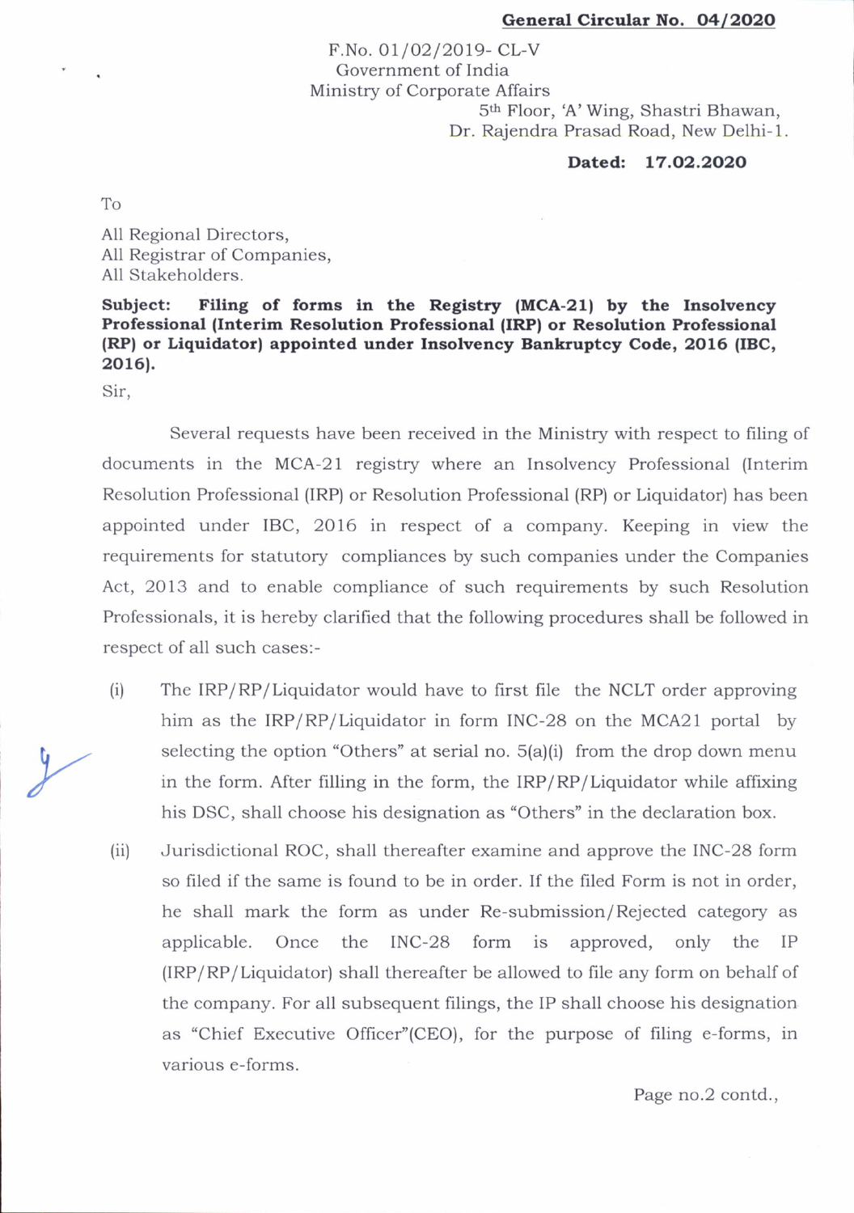**General Circular No. 04/2020**

F.No. 01/02/2019- CL-V
Government of India
Ministry of Corporate Affairs
5th Floor, 'A' Wing, Shastri Bhawan,
Dr. Rajendra Prasad Road, New Delhi-1.

**Dated: 17.02.2020**

To

All Regional Directors,
All Registrar of Companies,
All Stakeholders.

**Subject: Filing of forms in the Registry (MCA-21) by the Insolvency Professional (Interim Resolution Professional (IRP) or Resolution Professional (RP) or Liquidator) appointed under Insolvency Bankruptcy Code, 2016 (IBC, 2016).**

Sir,

Several requests have been received in the Ministry with respect to filing of documents in the MCA-21 registry where an Insolvency Professional (Interim Resolution Professional (IRP) or Resolution Professional (RP) or Liquidator) has been appointed under IBC, 2016 in respect of a company. Keeping in view the requirements for statutory compliances by such companies under the Companies Act, 2013 and to enable compliance of such requirements by such Resolution Professionals, it is hereby clarified that the following procedures shall be followed in respect of all such cases:-

(i) The IRP/RP/Liquidator would have to first file the NCLT order approving him as the IRP/RP/Liquidator in form INC-28 on the MCA21 portal by selecting the option "Others" at serial no. 5(a)(i) from the drop down menu in the form. After filling in the form, the IRP/RP/Liquidator while affixing his DSC, shall choose his designation as "Others" in the declaration box.

(ii) Jurisdictional ROC, shall thereafter examine and approve the INC-28 form so filed if the same is found to be in order. If the filed Form is not in order, he shall mark the form as under Re-submission/Rejected category as applicable. Once the INC-28 form is approved, only the IP (IRP/RP/Liquidator) shall thereafter be allowed to file any form on behalf of the company. For all subsequent filings, the IP shall choose his designation as "Chief Executive Officer"(CEO), for the purpose of filing e-forms, in various e-forms.

Page no.2 contd.,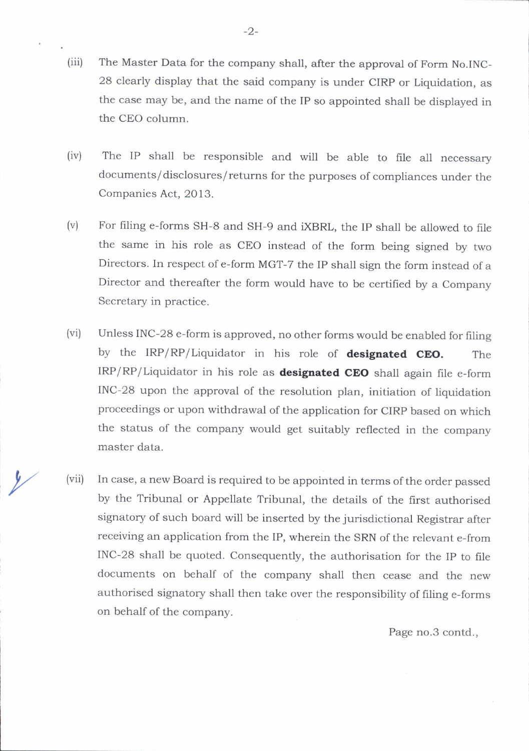(iii) The Master Data for the company shall, after the approval of Form No.INC-28 clearly display that the said company is under CIRP or Liquidation, as the case may be, and the name of the IP so appointed shall be displayed in the CEO column.

(iv) The IP shall be responsible and will be able to file all necessary documents/disclosures/returns for the purposes of compliances under the Companies Act, 2013.

(v) For filing e-forms SH-8 and SH-9 and iXBRL, the IP shall be allowed to file the same in his role as CEO instead of the form being signed by two Directors. In respect of e-form MGT-7 the IP shall sign the form instead of a Director and thereafter the form would have to be certified by a Company Secretary in practice.

(vi) Unless INC-28 e-form is approved, no other forms would be enabled for filing by the IRP/RP/Liquidator in his role of **designated CEO.** The IRP/RP/Liquidator in his role as **designated CEO** shall again file e-form INC-28 upon the approval of the resolution plan, initiation of liquidation proceedings or upon withdrawal of the application for CIRP based on which the status of the company would get suitably reflected in the company master data.

(vii) In case, a new Board is required to be appointed in terms of the order passed by the Tribunal or Appellate Tribunal, the details of the first authorised signatory of such board will be inserted by the jurisdictional Registrar after receiving an application from the IP, wherein the SRN of the relevant e-from INC-28 shall be quoted. Consequently, the authorisation for the IP to file documents on behalf of the company shall then cease and the new authorised signatory shall then take over the responsibility of filing e-forms on behalf of the company.

Page no.3 contd.,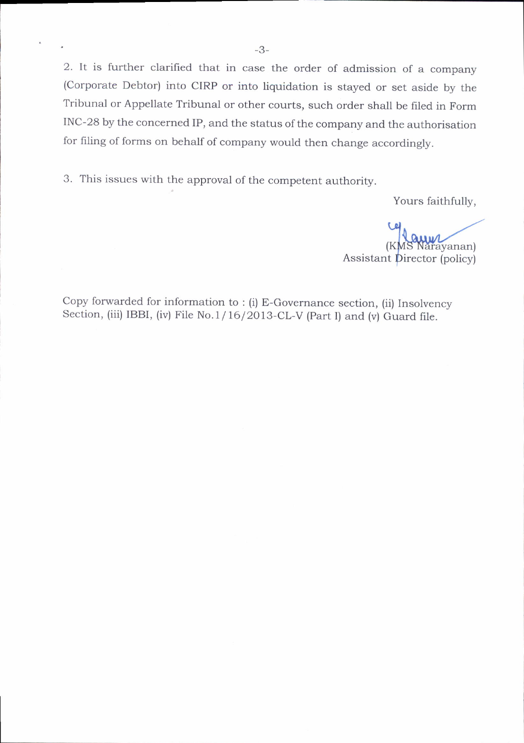2. It is further clarified that in case the order of admission of a company (Corporate Debtor) into CIRP or into liquidation is stayed or set aside by the Tribunal or Appellate Tribunal or other courts, such order shall be filed in Form INC-28 by the concerned IP, and the status of the company and the authorisation for filing of forms on behalf of company would then change accordingly.

3. This issues with the approval of the competent authority.

Yours faithfully,

(KMS Narayanan)
Assistant Director (policy)

Copy forwarded for information to : (i) E-Governance section, (ii) Insolvency Section, (iii) IBBI, (iv) File No.1/16/2013-CL-V (Part I) and (v) Guard file.